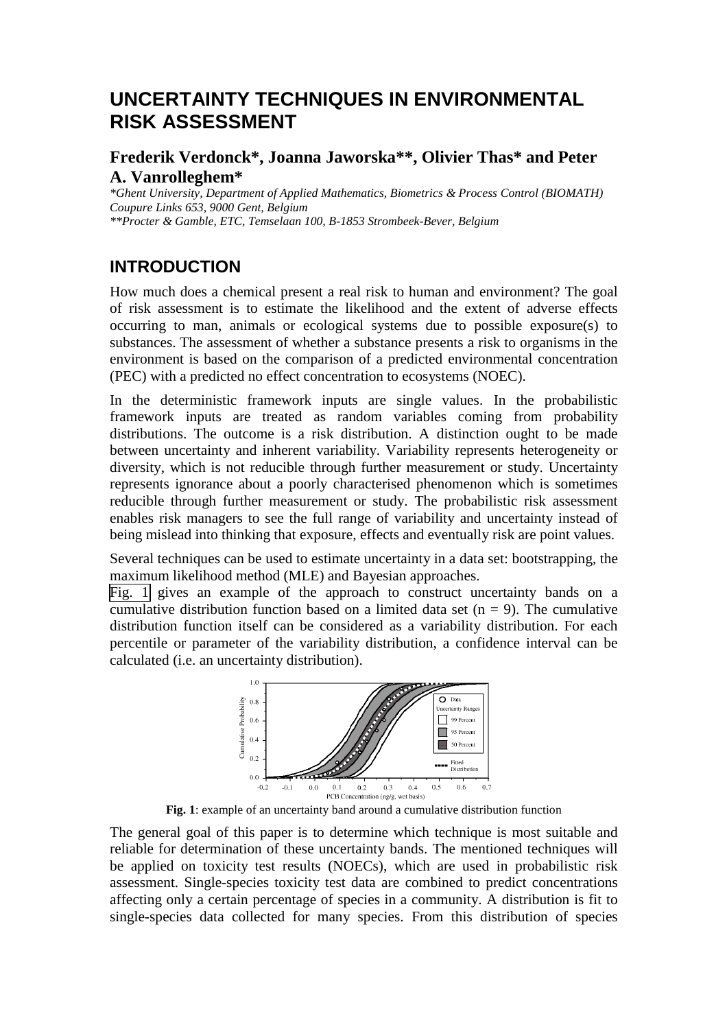# UNCERTAINTY TECHNIQUES IN ENVIRONMENTAL RISK ASSESSMENT

## Frederik Verdonck*, Joanna Jaworska**, Olivier Thas* and Peter A. Vanrolleghem*

*\*Ghent University, Department of Applied Mathematics, Biometrics & Process Control (BIOMATH) Coupure Links 653, 9000 Gent, Belgium*
*\*\*Procter & Gamble, ETC, Temselaan 100, B-1853 Strombeek-Bever, Belgium*

## INTRODUCTION

How much does a chemical present a real risk to human and environment? The goal of risk assessment is to estimate the likelihood and the extent of adverse effects occurring to man, animals or ecological systems due to possible exposure(s) to substances. The assessment of whether a substance presents a risk to organisms in the environment is based on the comparison of a predicted environmental concentration (PEC) with a predicted no effect concentration to ecosystems (NOEC).

In the deterministic framework inputs are single values. In the probabilistic framework inputs are treated as random variables coming from probability distributions. The outcome is a risk distribution. A distinction ought to be made between uncertainty and inherent variability. Variability represents heterogeneity or diversity, which is not reducible through further measurement or study. Uncertainty represents ignorance about a poorly characterised phenomenon which is sometimes reducible through further measurement or study. The probabilistic risk assessment enables risk managers to see the full range of variability and uncertainty instead of being mislead into thinking that exposure, effects and eventually risk are point values.

Several techniques can be used to estimate uncertainty in a data set: bootstrapping, the maximum likelihood method (MLE) and Bayesian approaches.
Fig. 1 gives an example of the approach to construct uncertainty bands on a cumulative distribution function based on a limited data set ($n = 9$). The cumulative distribution function itself can be considered as a variability distribution. For each percentile or parameter of the variability distribution, a confidence interval can be calculated (i.e. an uncertainty distribution).

**Fig. 1**: example of an uncertainty band around a cumulative distribution function

The general goal of this paper is to determine which technique is most suitable and reliable for determination of these uncertainty bands. The mentioned techniques will be applied on toxicity test results (NOECs), which are used in probabilistic risk assessment. Single-species toxicity test data are combined to predict concentrations affecting only a certain percentage of species in a community. A distribution is fit to single-species data collected for many species. From this distribution of species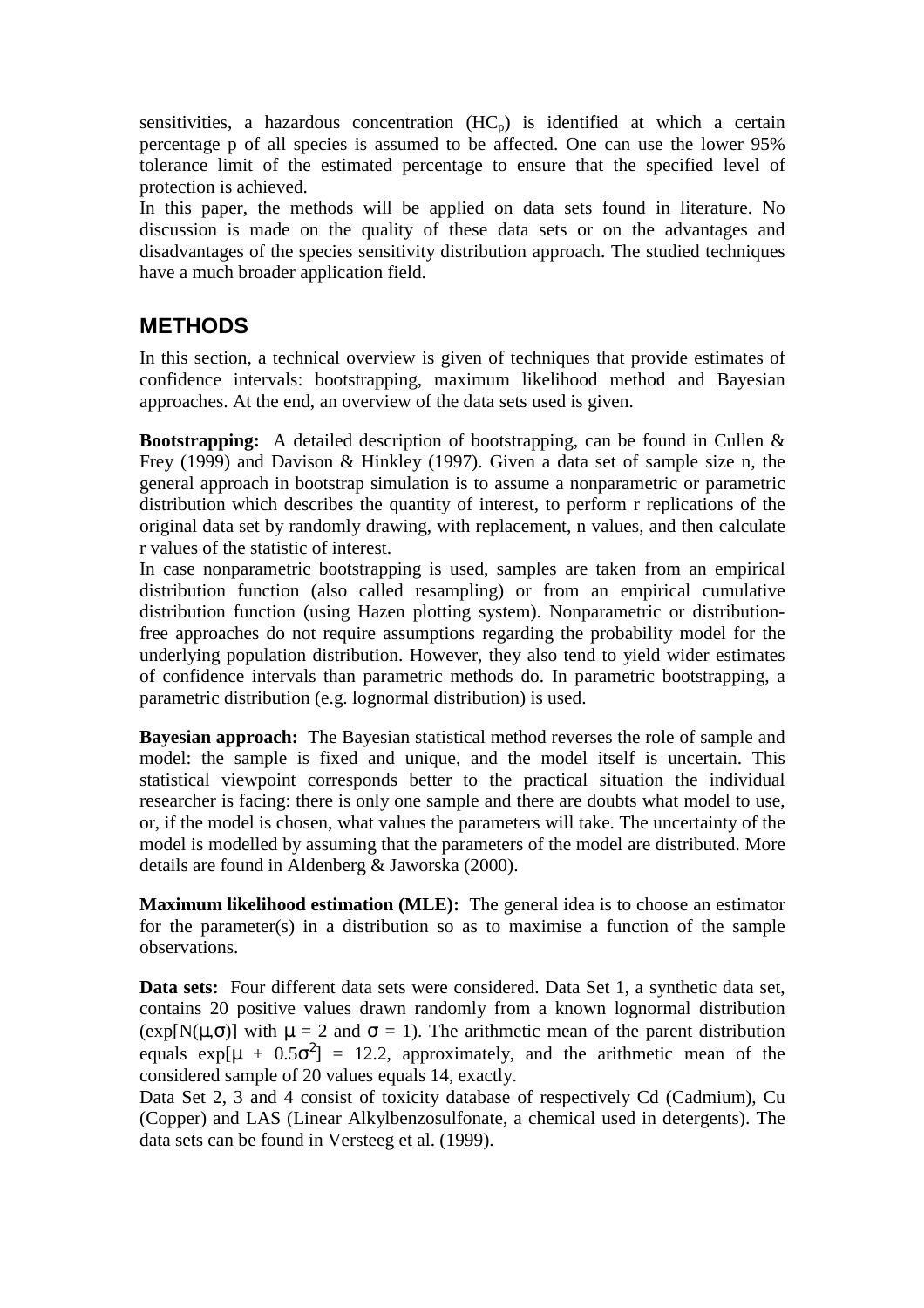sensitivities, a hazardous concentration ($HC_p$) is identified at which a certain percentage p of all species is assumed to be affected. One can use the lower 95% tolerance limit of the estimated percentage to ensure that the specified level of protection is achieved.

In this paper, the methods will be applied on data sets found in literature. No discussion is made on the quality of these data sets or on the advantages and disadvantages of the species sensitivity distribution approach. The studied techniques have a much broader application field.

## METHODS

In this section, a technical overview is given of techniques that provide estimates of confidence intervals: bootstrapping, maximum likelihood method and Bayesian approaches. At the end, an overview of the data sets used is given.

**Bootstrapping:** A detailed description of bootstrapping, can be found in Cullen & Frey (1999) and Davison & Hinkley (1997). Given a data set of sample size n, the general approach in bootstrap simulation is to assume a nonparametric or parametric distribution which describes the quantity of interest, to perform r replications of the original data set by randomly drawing, with replacement, n values, and then calculate r values of the statistic of interest.

In case nonparametric bootstrapping is used, samples are taken from an empirical distribution function (also called resampling) or from an empirical cumulative distribution function (using Hazen plotting system). Nonparametric or distribution-free approaches do not require assumptions regarding the probability model for the underlying population distribution. However, they also tend to yield wider estimates of confidence intervals than parametric methods do. In parametric bootstrapping, a parametric distribution (e.g. lognormal distribution) is used.

**Bayesian approach:** The Bayesian statistical method reverses the role of sample and model: the sample is fixed and unique, and the model itself is uncertain. This statistical viewpoint corresponds better to the practical situation the individual researcher is facing: there is only one sample and there are doubts what model to use, or, if the model is chosen, what values the parameters will take. The uncertainty of the model is modelled by assuming that the parameters of the model are distributed. More details are found in Aldenberg & Jaworska (2000).

**Maximum likelihood estimation (MLE):** The general idea is to choose an estimator for the parameter(s) in a distribution so as to maximise a function of the sample observations.

**Data sets:** Four different data sets were considered. Data Set 1, a synthetic data set, contains 20 positive values drawn randomly from a known lognormal distribution ($\exp[N(\mu,\sigma)]$ with $\mu = 2$ and $\sigma = 1$). The arithmetic mean of the parent distribution equals $\exp[\mu + 0.5\sigma^2] = 12.2$, approximately, and the arithmetic mean of the considered sample of 20 values equals 14, exactly.

Data Set 2, 3 and 4 consist of toxicity database of respectively Cd (Cadmium), Cu (Copper) and LAS (Linear Alkylbenzosulfonate, a chemical used in detergents). The data sets can be found in Versteeg et al. (1999).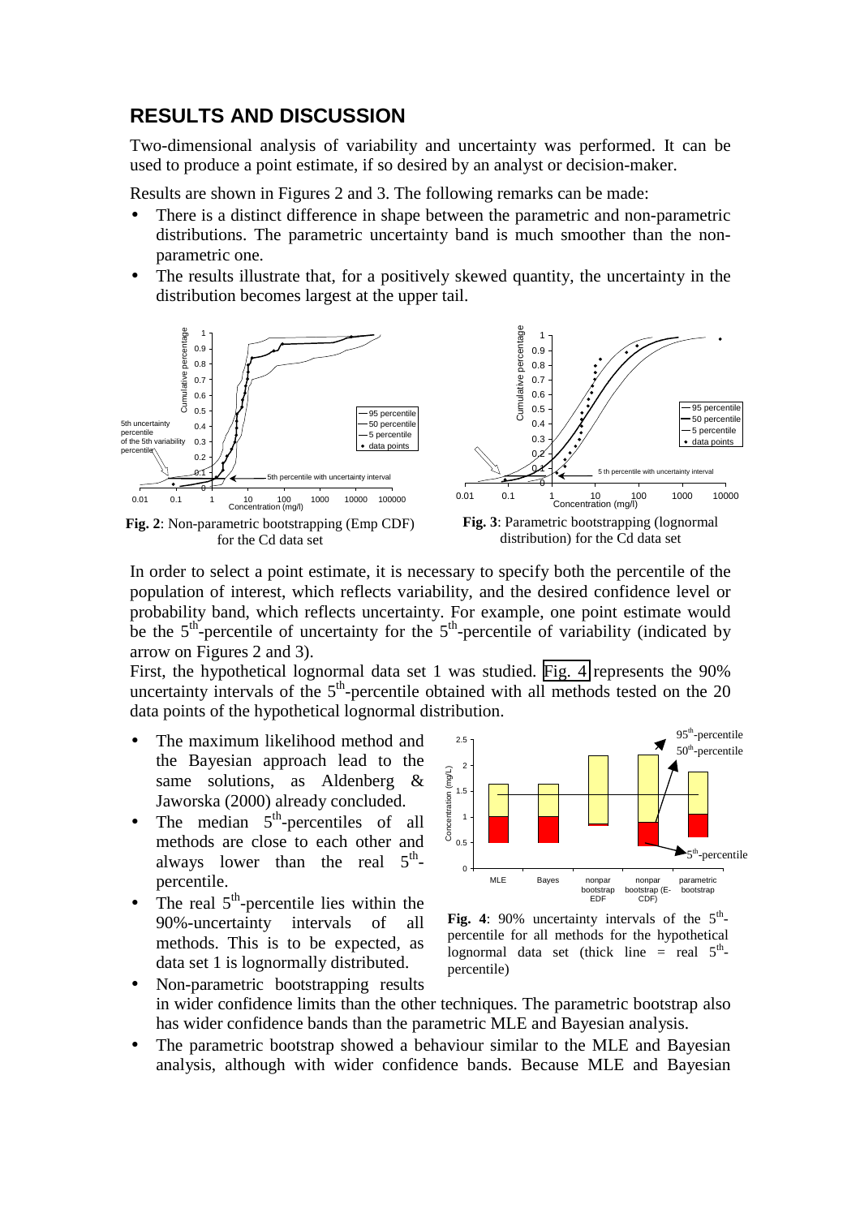## RESULTS AND DISCUSSION

Two-dimensional analysis of variability and uncertainty was performed. It can be used to produce a point estimate, if so desired by an analyst or decision-maker.

Results are shown in Figures 2 and 3. The following remarks can be made:

- There is a distinct difference in shape between the parametric and non-parametric distributions. The parametric uncertainty band is much smoother than the non-parametric one.
- The results illustrate that, for a positively skewed quantity, the uncertainty in the distribution becomes largest at the upper tail.

**Fig. 2**: Non-parametric bootstrapping (Emp CDF) for the Cd data set

**Fig. 3**: Parametric bootstrapping (lognormal distribution) for the Cd data set

In order to select a point estimate, it is necessary to specify both the percentile of the population of interest, which reflects variability, and the desired confidence level or probability band, which reflects uncertainty. For example, one point estimate would be the $5^{th}$-percentile of uncertainty for the $5^{th}$-percentile of variability (indicated by arrow on Figures 2 and 3).

First, the hypothetical lognormal data set 1 was studied. Fig. 4 represents the 90% uncertainty intervals of the $5^{th}$-percentile obtained with all methods tested on the 20 data points of the hypothetical lognormal distribution.

- The maximum likelihood method and the Bayesian approach lead to the same solutions, as Aldenberg & Jaworska (2000) already concluded.
- The median $5^{th}$-percentiles of all methods are close to each other and always lower than the real $5^{th}$-percentile.
- The real $5^{th}$-percentile lies within the 90%-uncertainty intervals of all methods. This is to be expected, as data set 1 is lognormally distributed.

**Fig. 4**: 90% uncertainty intervals of the $5^{th}$-percentile for all methods for the hypothetical lognormal data set (thick line = real $5^{th}$-percentile)

- Non-parametric bootstrapping results in wider confidence limits than the other techniques. The parametric bootstrap also has wider confidence bands than the parametric MLE and Bayesian analysis.
- The parametric bootstrap showed a behaviour similar to the MLE and Bayesian analysis, although with wider confidence bands. Because MLE and Bayesian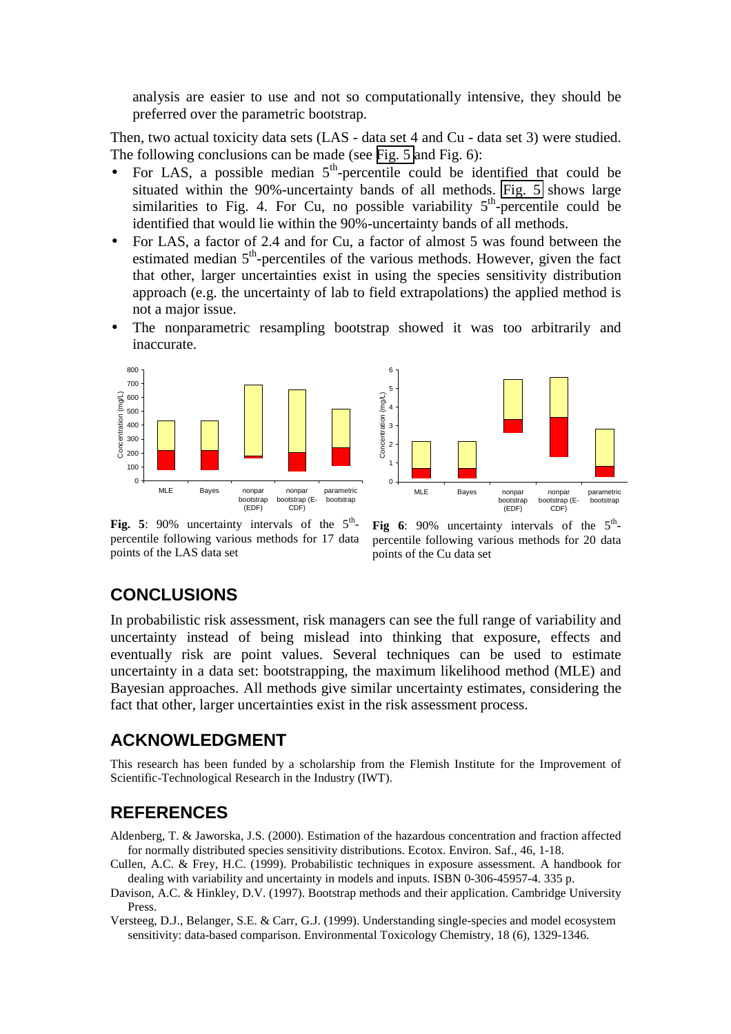analysis are easier to use and not so computationally intensive, they should be preferred over the parametric bootstrap.

Then, two actual toxicity data sets (LAS - data set 4 and Cu - data set 3) were studied. The following conclusions can be made (see Fig. 5 and Fig. 6):

- For LAS, a possible median $5^{th}$-percentile could be identified that could be situated within the 90%-uncertainty bands of all methods. Fig. 5 shows large similarities to Fig. 4. For Cu, no possible variability $5^{th}$-percentile could be identified that would lie within the 90%-uncertainty bands of all methods.
- For LAS, a factor of 2.4 and for Cu, a factor of almost 5 was found between the estimated median $5^{th}$-percentiles of the various methods. However, given the fact that other, larger uncertainties exist in using the species sensitivity distribution approach (e.g. the uncertainty of lab to field extrapolations) the applied method is not a major issue.
- The nonparametric resampling bootstrap showed it was too arbitrarily and inaccurate.

Concentration (mg/L)
800
700
600
500
400
300
200
100
0
MLE
Bayes
nonpar bootstrap (EDF)
nonpar bootstrap (E-CDF)
parametric bootstrap

**Fig. 5**: 90% uncertainty intervals of the $5^{th}$-percentile following various methods for 17 data points of the LAS data set

Concentration (mg/L)
6
5
4
3
2
1
0
MLE
Bayes
nonpar bootstrap (EDF)
nonpar bootstrap (E-CDF)
parametric bootstrap

**Fig 6**: 90% uncertainty intervals of the $5^{th}$-percentile following various methods for 20 data points of the Cu data set

## CONCLUSIONS

In probabilistic risk assessment, risk managers can see the full range of variability and uncertainty instead of being mislead into thinking that exposure, effects and eventually risk are point values. Several techniques can be used to estimate uncertainty in a data set: bootstrapping, the maximum likelihood method (MLE) and Bayesian approaches. All methods give similar uncertainty estimates, considering the fact that other, larger uncertainties exist in the risk assessment process.

## ACKNOWLEDGMENT

This research has been funded by a scholarship from the Flemish Institute for the Improvement of Scientific-Technological Research in the Industry (IWT).

## REFERENCES

Aldenberg, T. & Jaworska, J.S. (2000). Estimation of the hazardous concentration and fraction affected for normally distributed species sensitivity distributions. Ecotox. Environ. Saf., 46, 1-18.

Cullen, A.C. & Frey, H.C. (1999). Probabilistic techniques in exposure assessment. A handbook for dealing with variability and uncertainty in models and inputs. ISBN 0-306-45957-4. 335 p.

Davison, A.C. & Hinkley, D.V. (1997). Bootstrap methods and their application. Cambridge University Press.

Versteeg, D.J., Belanger, S.E. & Carr, G.J. (1999). Understanding single-species and model ecosystem sensitivity: data-based comparison. Environmental Toxicology Chemistry, 18 (6), 1329-1346.